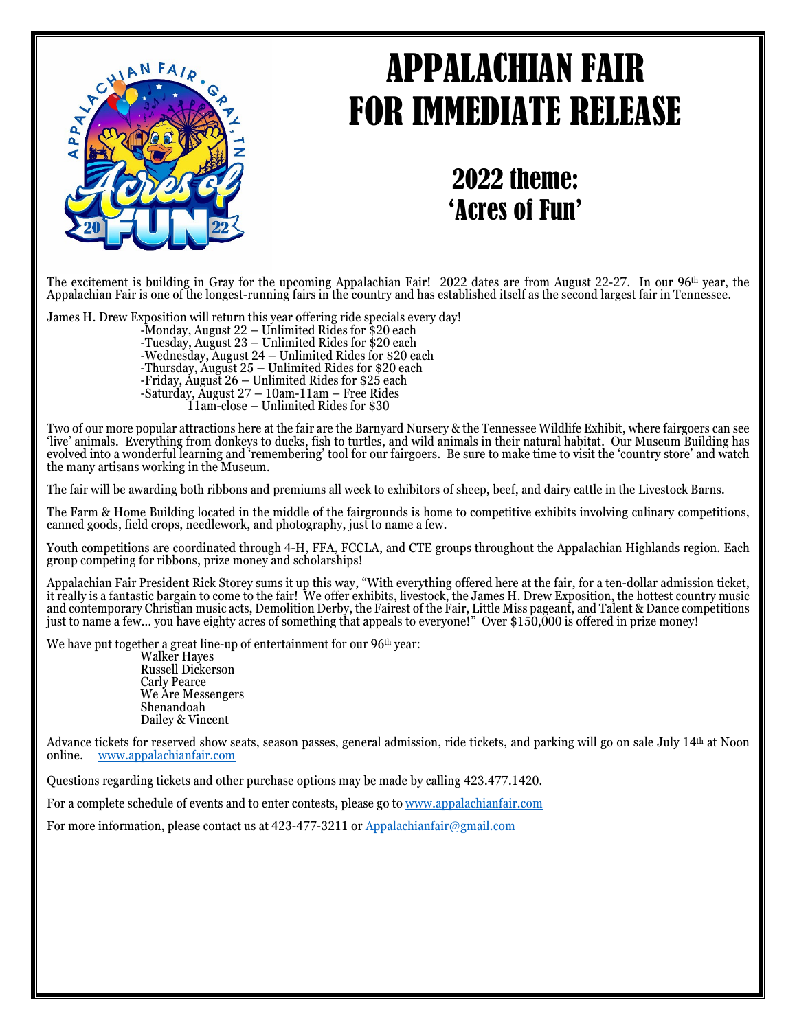# APPALACHIAN FAIR
# FOR IMMEDIATE RELEASE

## 2022 theme: 'Acres of Fun'

The excitement is building in Gray for the upcoming Appalachian Fair! 2022 dates are from August 22-27. In our 96th year, the Appalachian Fair is one of the longest-running fairs in the country and has established itself as the second largest fair in Tennessee.

James H. Drew Exposition will return this year offering ride specials every day!

- -Monday, August 22 – Unlimited Rides for $20 each
- -Tuesday, August 23 – Unlimited Rides for $20 each
- -Wednesday, August 24 – Unlimited Rides for $20 each
- -Thursday, August 25 – Unlimited Rides for $20 each
- -Friday, August 26 – Unlimited Rides for $25 each
- -Saturday, August 27 – 10am-11am – Free Rides
  11am-close – Unlimited Rides for $30

Two of our more popular attractions here at the fair are the Barnyard Nursery & the Tennessee Wildlife Exhibit, where fairgoers can see 'live' animals. Everything from donkeys to ducks, fish to turtles, and wild animals in their natural habitat. Our Museum Building has evolved into a wonderful learning and 'remembering' tool for our fairgoers. Be sure to make time to visit the 'country store' and watch the many artisans working in the Museum.

The fair will be awarding both ribbons and premiums all week to exhibitors of sheep, beef, and dairy cattle in the Livestock Barns.

The Farm & Home Building located in the middle of the fairgrounds is home to competitive exhibits involving culinary competitions, canned goods, field crops, needlework, and photography, just to name a few.

Youth competitions are coordinated through 4-H, FFA, FCCLA, and CTE groups throughout the Appalachian Highlands region. Each group competing for ribbons, prize money and scholarships!

Appalachian Fair President Rick Storey sums it up this way, "With everything offered here at the fair, for a ten-dollar admission ticket, it really is a fantastic bargain to come to the fair! We offer exhibits, livestock, the James H. Drew Exposition, the hottest country music and contemporary Christian music acts, Demolition Derby, the Fairest of the Fair, Little Miss pageant, and Talent & Dance competitions just to name a few… you have eighty acres of something that appeals to everyone!" Over $150,000 is offered in prize money!

We have put together a great line-up of entertainment for our 96th year:

Walker Hayes
Russell Dickerson
Carly Pearce
We Are Messengers
Shenandoah
Dailey & Vincent

Advance tickets for reserved show seats, season passes, general admission, ride tickets, and parking will go on sale July 14th at Noon online. www.appalachianfair.com

Questions regarding tickets and other purchase options may be made by calling 423.477.1420.

For a complete schedule of events and to enter contests, please go to www.appalachianfair.com

For more information, please contact us at 423-477-3211 or Appalachianfair@gmail.com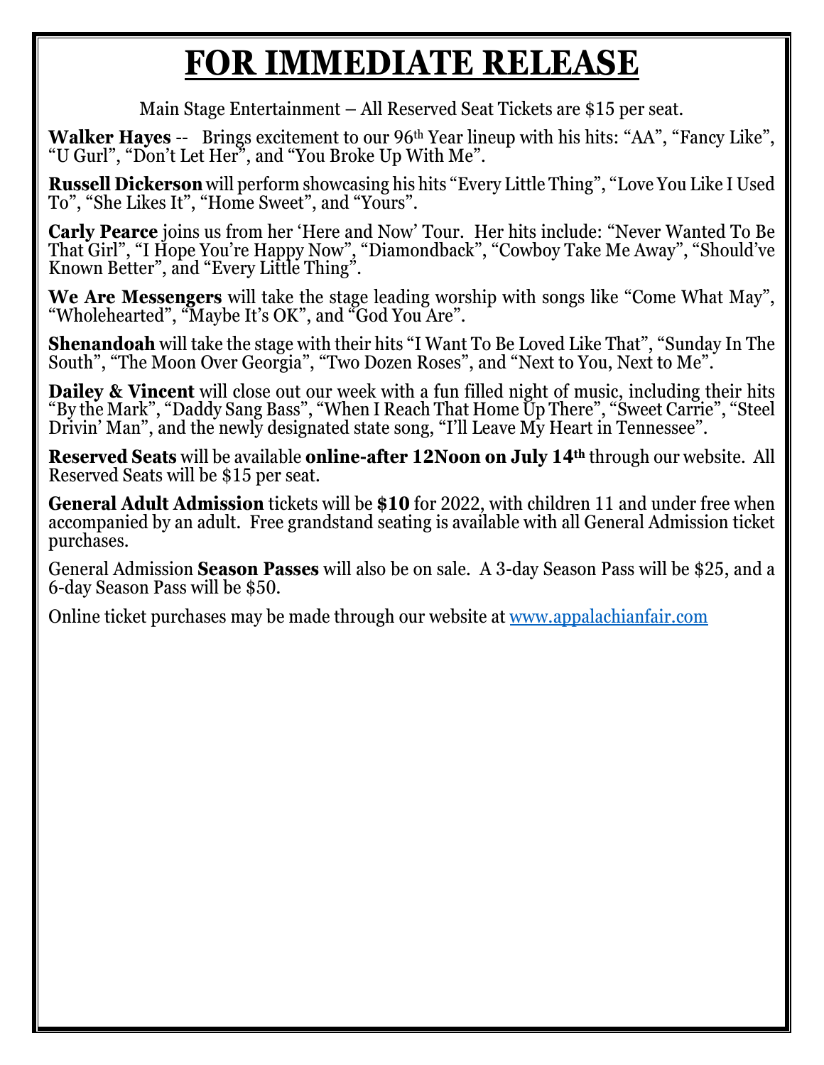# FOR IMMEDIATE RELEASE

Main Stage Entertainment – All Reserved Seat Tickets are $15 per seat.

**Walker Hayes** -- Brings excitement to our 96th Year lineup with his hits: "AA", "Fancy Like", "U Gurl", "Don't Let Her", and "You Broke Up With Me".

**Russell Dickerson** will perform showcasing his hits "Every Little Thing", "Love You Like I Used To", "She Likes It", "Home Sweet", and "Yours".

**Carly Pearce** joins us from her 'Here and Now' Tour. Her hits include: "Never Wanted To Be That Girl", "I Hope You're Happy Now", "Diamondback", "Cowboy Take Me Away", "Should've Known Better", and "Every Little Thing".

**We Are Messengers** will take the stage leading worship with songs like "Come What May", "Wholehearted", "Maybe It's OK", and "God You Are".

**Shenandoah** will take the stage with their hits "I Want To Be Loved Like That", "Sunday In The South", "The Moon Over Georgia", "Two Dozen Roses", and "Next to You, Next to Me".

**Dailey & Vincent** will close out our week with a fun filled night of music, including their hits "By the Mark", "Daddy Sang Bass", "When I Reach That Home Up There", "Sweet Carrie", "Steel Drivin' Man", and the newly designated state song, "I'll Leave My Heart in Tennessee".

**Reserved Seats** will be available **online-after 12Noon on July 14th** through our website. All Reserved Seats will be $15 per seat.

**General Adult Admission** tickets will be **$10** for 2022, with children 11 and under free when accompanied by an adult. Free grandstand seating is available with all General Admission ticket purchases.

General Admission **Season Passes** will also be on sale. A 3-day Season Pass will be $25, and a 6-day Season Pass will be $50.

Online ticket purchases may be made through our website at [www.appalachianfair.com](http://www.appalachianfair.com)